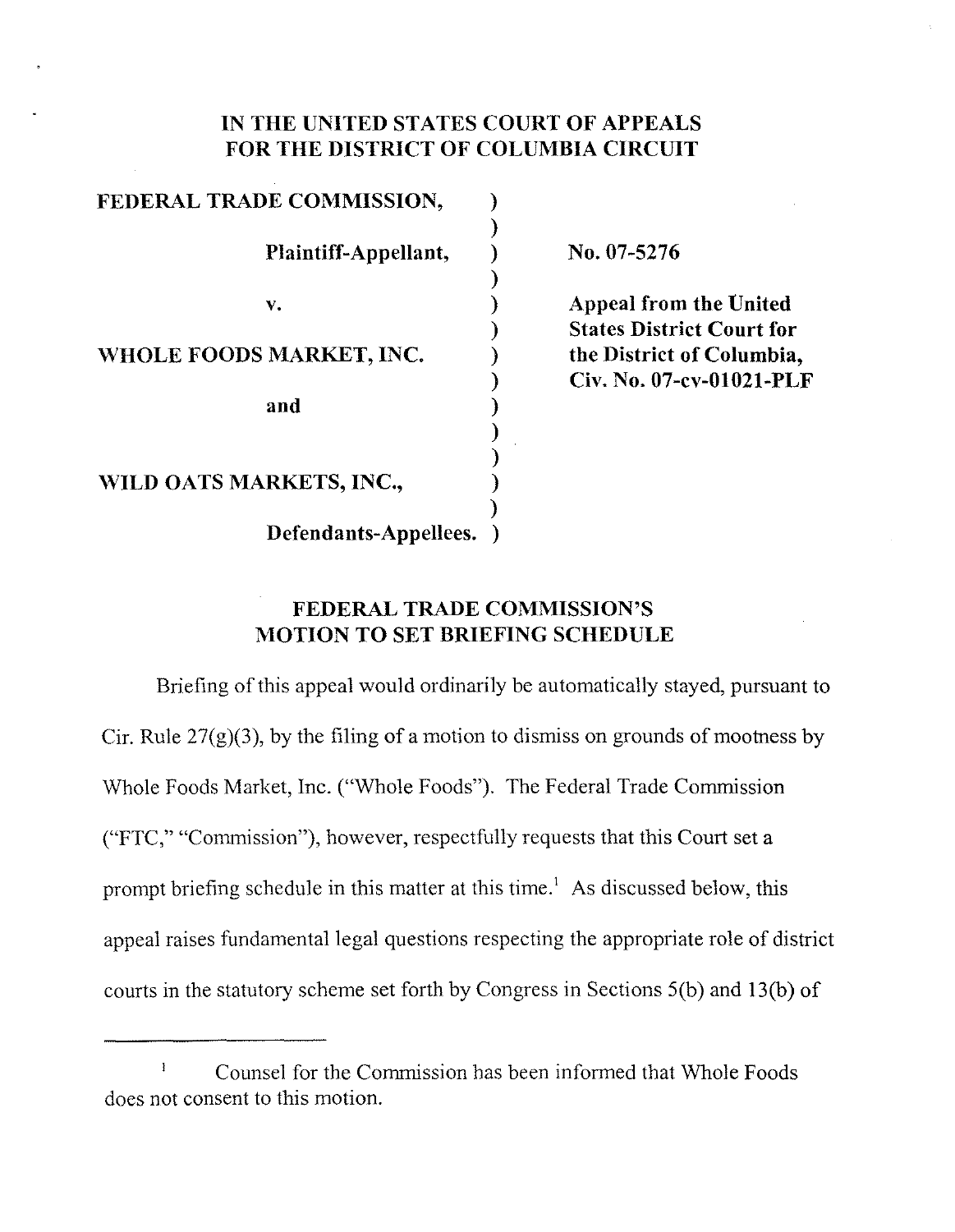**IN THE UNITED STATES COURT OF APPEALS**
**FOR THE DISTRICT OF COLUMBIA CIRCUIT**

| | | |
|---|---|---|
| **FEDERAL TRADE COMMISSION,** | ) | |
| **Plaintiff-Appellant,** | ) | **No. 07-5276** |
| **v.** | ) | **Appeal from the United States District Court for the District of Columbia, Civ. No. 07-cv-01021-PLF** |
| **WHOLE FOODS MARKET, INC.** | ) | |
| **and** | ) | |
| **WILD OATS MARKETS, INC.,** | ) | |
| **Defendants-Appellees.** | ) | |

**FEDERAL TRADE COMMISSION'S**
**MOTION TO SET BRIEFING SCHEDULE**

Briefing of this appeal would ordinarily be automatically stayed, pursuant to Cir. Rule 27(g)(3), by the filing of a motion to dismiss on grounds of mootness by Whole Foods Market, Inc. ("Whole Foods"). The Federal Trade Commission ("FTC," "Commission"), however, respectfully requests that this Court set a prompt briefing schedule in this matter at this time.[1] As discussed below, this appeal raises fundamental legal questions respecting the appropriate role of district courts in the statutory scheme set forth by Congress in Sections 5(b) and 13(b) of

[1] Counsel for the Commission has been informed that Whole Foods does not consent to this motion.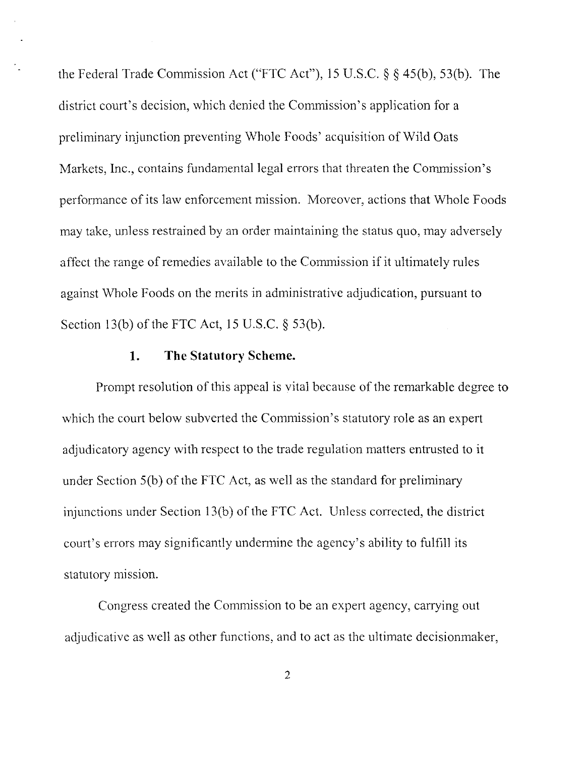the Federal Trade Commission Act ("FTC Act"), 15 U.S.C. § § 45(b), 53(b). The district court's decision, which denied the Commission's application for a preliminary injunction preventing Whole Foods' acquisition of Wild Oats Markets, Inc., contains fundamental legal errors that threaten the Commission's performance of its law enforcement mission. Moreover, actions that Whole Foods may take, unless restrained by an order maintaining the status quo, may adversely affect the range of remedies available to the Commission if it ultimately rules against Whole Foods on the merits in administrative adjudication, pursuant to Section 13(b) of the FTC Act, 15 U.S.C. § 53(b).

### 1. The Statutory Scheme.

Prompt resolution of this appeal is vital because of the remarkable degree to which the court below subverted the Commission's statutory role as an expert adjudicatory agency with respect to the trade regulation matters entrusted to it under Section 5(b) of the FTC Act, as well as the standard for preliminary injunctions under Section 13(b) of the FTC Act. Unless corrected, the district court's errors may significantly undermine the agency's ability to fulfill its statutory mission.

Congress created the Commission to be an expert agency, carrying out adjudicative as well as other functions, and to act as the ultimate decisionmaker,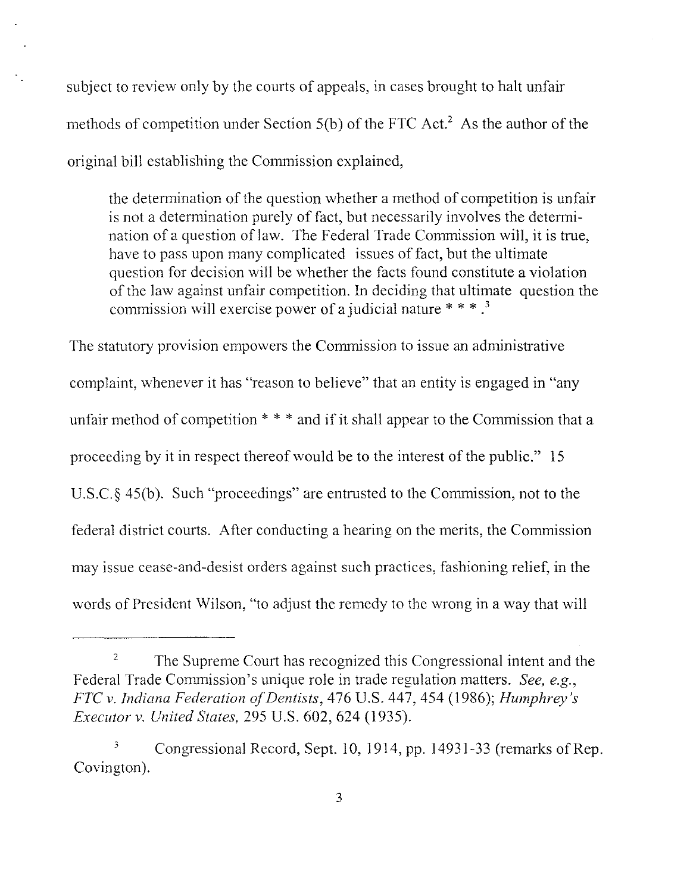subject to review only by the courts of appeals, in cases brought to halt unfair methods of competition under Section 5(b) of the FTC Act.[2] As the author of the original bill establishing the Commission explained,

> the determination of the question whether a method of competition is unfair is not a determination purely of fact, but necessarily involves the determination of a question of law. The Federal Trade Commission will, it is true, have to pass upon many complicated issues of fact, but the ultimate question for decision will be whether the facts found constitute a violation of the law against unfair competition. In deciding that ultimate question the commission will exercise power of a judicial nature * * * .[3]

The statutory provision empowers the Commission to issue an administrative complaint, whenever it has "reason to believe" that an entity is engaged in "any unfair method of competition * * * and if it shall appear to the Commission that a proceeding by it in respect thereof would be to the interest of the public." 15 U.S.C.§ 45(b). Such "proceedings" are entrusted to the Commission, not to the federal district courts. After conducting a hearing on the merits, the Commission may issue cease-and-desist orders against such practices, fashioning relief, in the words of President Wilson, "to adjust the remedy to the wrong in a way that will

---

[2] The Supreme Court has recognized this Congressional intent and the Federal Trade Commission's unique role in trade regulation matters. *See, e.g., FTC v. Indiana Federation of Dentists*, 476 U.S. 447, 454 (1986); *Humphrey's Executor v. United States*, 295 U.S. 602, 624 (1935).

[3] Congressional Record, Sept. 10, 1914, pp. 14931-33 (remarks of Rep. Covington).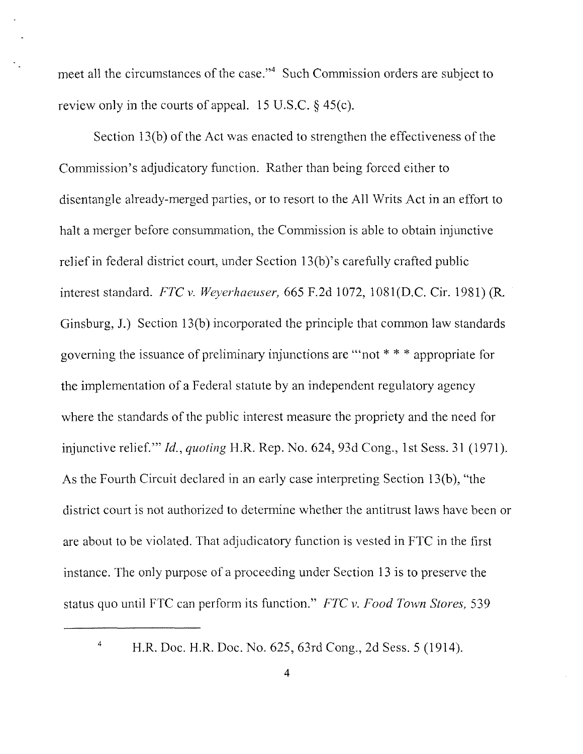meet all the circumstances of the case."[4] Such Commission orders are subject to review only in the courts of appeal. 15 U.S.C. § 45(c).

Section 13(b) of the Act was enacted to strengthen the effectiveness of the Commission's adjudicatory function. Rather than being forced either to disentangle already-merged parties, or to resort to the All Writs Act in an effort to halt a merger before consummation, the Commission is able to obtain injunctive relief in federal district court, under Section 13(b)'s carefully crafted public interest standard. *FTC v. Weyerhaeuser,* 665 F.2d 1072, 1081(D.C. Cir. 1981) (R. Ginsburg, J.) Section 13(b) incorporated the principle that common law standards governing the issuance of preliminary injunctions are "'not * * * appropriate for the implementation of a Federal statute by an independent regulatory agency where the standards of the public interest measure the propriety and the need for injunctive relief.'" *Id., quoting* H.R. Rep. No. 624, 93d Cong., 1st Sess. 31 (1971). As the Fourth Circuit declared in an early case interpreting Section 13(b), "the district court is not authorized to determine whether the antitrust laws have been or are about to be violated. That adjudicatory function is vested in FTC in the first instance. The only purpose of a proceeding under Section 13 is to preserve the status quo until FTC can perform its function." *FTC v. Food Town Stores,* 539

---

[4] H.R. Doc. H.R. Doc. No. 625, 63rd Cong., 2d Sess. 5 (1914).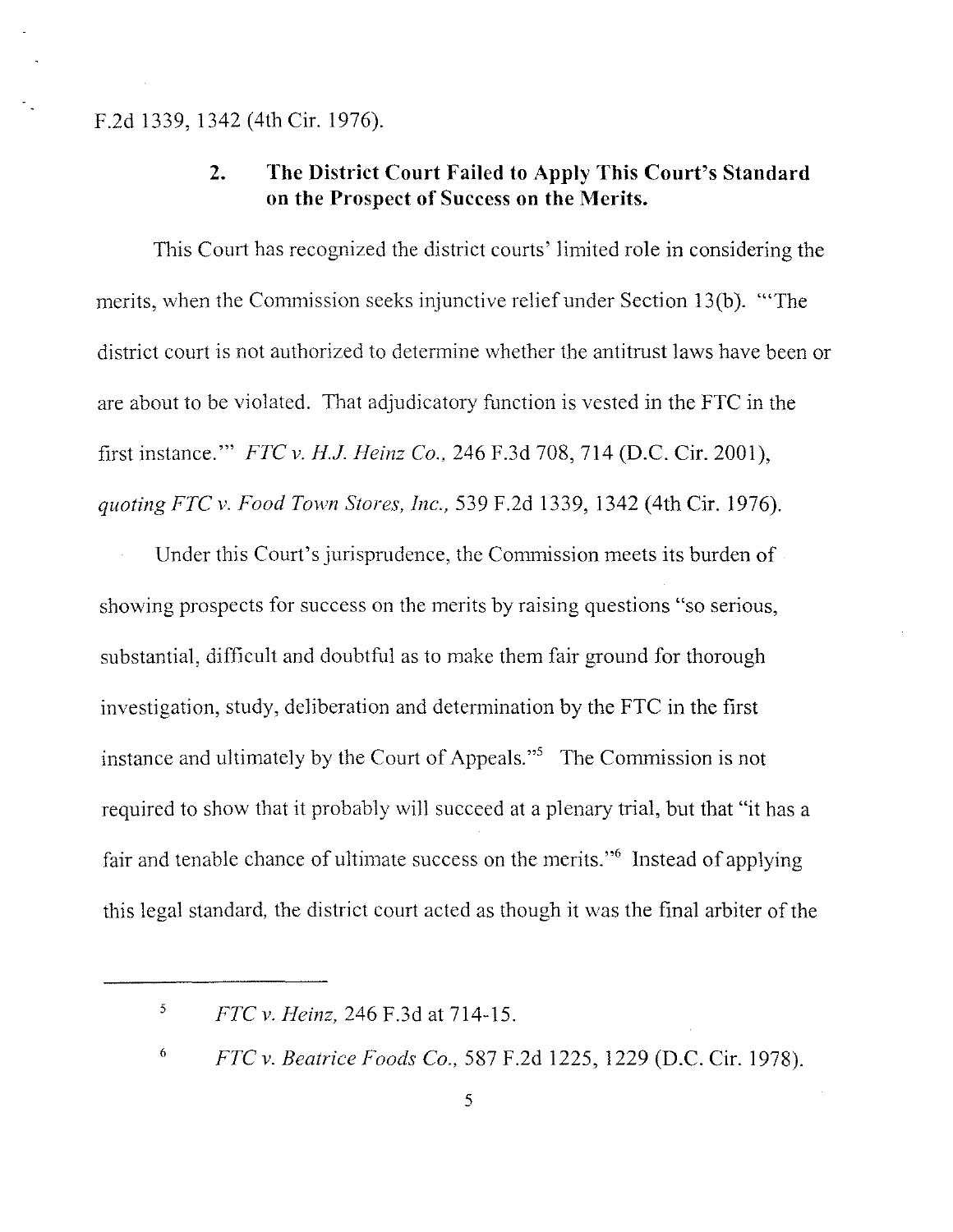F.2d 1339, 1342 (4th Cir. 1976).

### 2. The District Court Failed to Apply This Court's Standard on the Prospect of Success on the Merits.

This Court has recognized the district courts' limited role in considering the merits, when the Commission seeks injunctive relief under Section 13(b). "'The district court is not authorized to determine whether the antitrust laws have been or are about to be violated. That adjudicatory function is vested in the FTC in the first instance.'" *FTC v. H.J. Heinz Co.*, 246 F.3d 708, 714 (D.C. Cir. 2001), *quoting FTC v. Food Town Stores, Inc.*, 539 F.2d 1339, 1342 (4th Cir. 1976).

Under this Court's jurisprudence, the Commission meets its burden of showing prospects for success on the merits by raising questions "so serious, substantial, difficult and doubtful as to make them fair ground for thorough investigation, study, deliberation and determination by the FTC in the first instance and ultimately by the Court of Appeals."[5] The Commission is not required to show that it probably will succeed at a plenary trial, but that "it has a fair and tenable chance of ultimate success on the merits."[6] Instead of applying this legal standard, the district court acted as though it was the final arbiter of the

---

[5] *FTC v. Heinz*, 246 F.3d at 714-15.

[6] *FTC v. Beatrice Foods Co.*, 587 F.2d 1225, 1229 (D.C. Cir. 1978).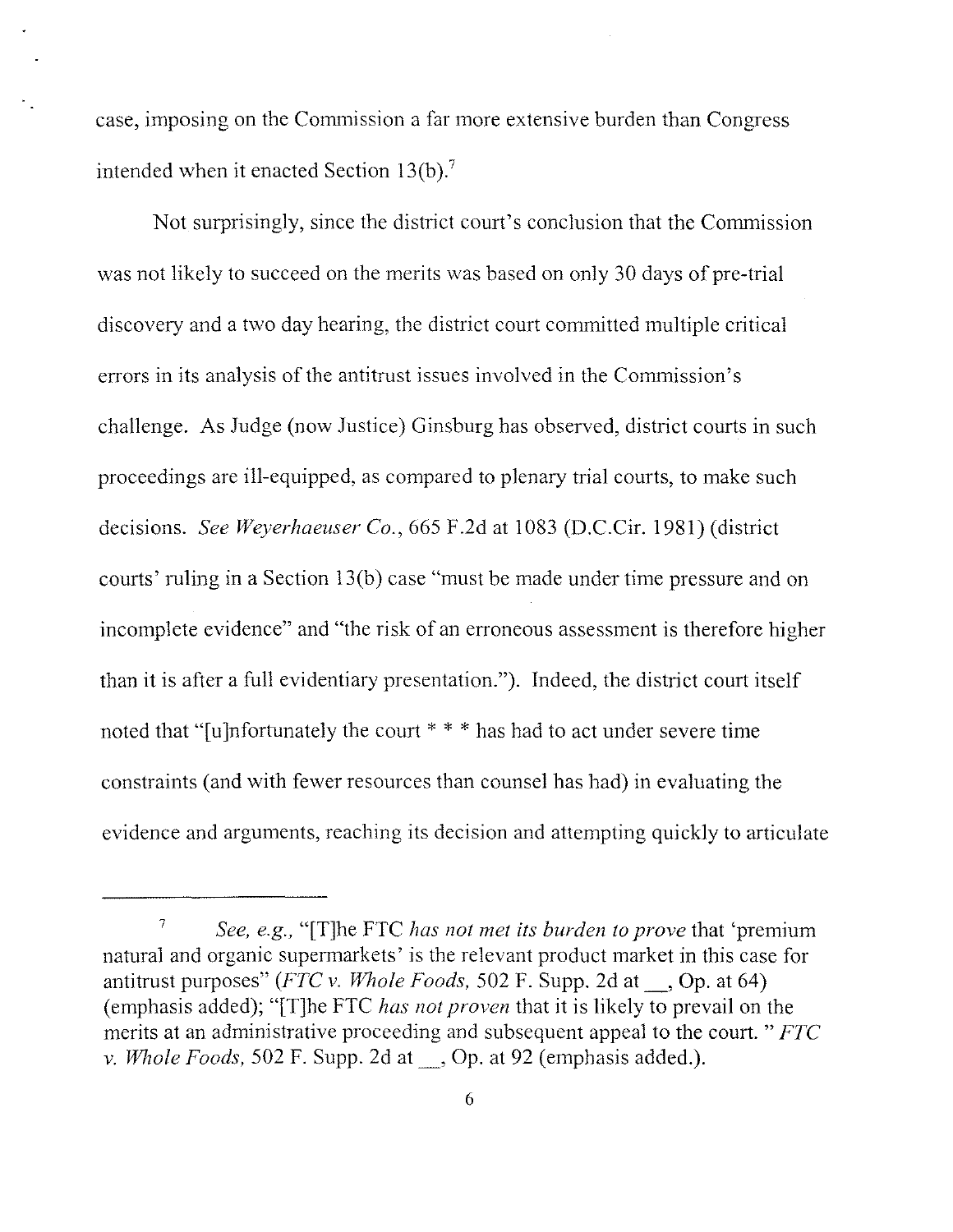case, imposing on the Commission a far more extensive burden than Congress intended when it enacted Section 13(b).[7]

Not surprisingly, since the district court's conclusion that the Commission was not likely to succeed on the merits was based on only 30 days of pre-trial discovery and a two day hearing, the district court committed multiple critical errors in its analysis of the antitrust issues involved in the Commission's challenge. As Judge (now Justice) Ginsburg has observed, district courts in such proceedings are ill-equipped, as compared to plenary trial courts, to make such decisions. *See Weyerhaeuser Co.*, 665 F.2d at 1083 (D.C.Cir. 1981) (district courts' ruling in a Section 13(b) case "must be made under time pressure and on incomplete evidence" and "the risk of an erroneous assessment is therefore higher than it is after a full evidentiary presentation."). Indeed, the district court itself noted that "[u]nfortunately the court * * * has had to act under severe time constraints (and with fewer resources than counsel has had) in evaluating the evidence and arguments, reaching its decision and attempting quickly to articulate

---

[7] *See, e.g.*, "[T]he FTC *has not met its burden to prove* that 'premium natural and organic supermarkets' is the relevant product market in this case for antitrust purposes" (*FTC v. Whole Foods*, 502 F. Supp. 2d at \_\_, Op. at 64) (emphasis added); "[T]he FTC *has not proven* that it is likely to prevail on the merits at an administrative proceeding and subsequent appeal to the court." *FTC v. Whole Foods*, 502 F. Supp. 2d at \_\_, Op. at 92 (emphasis added.).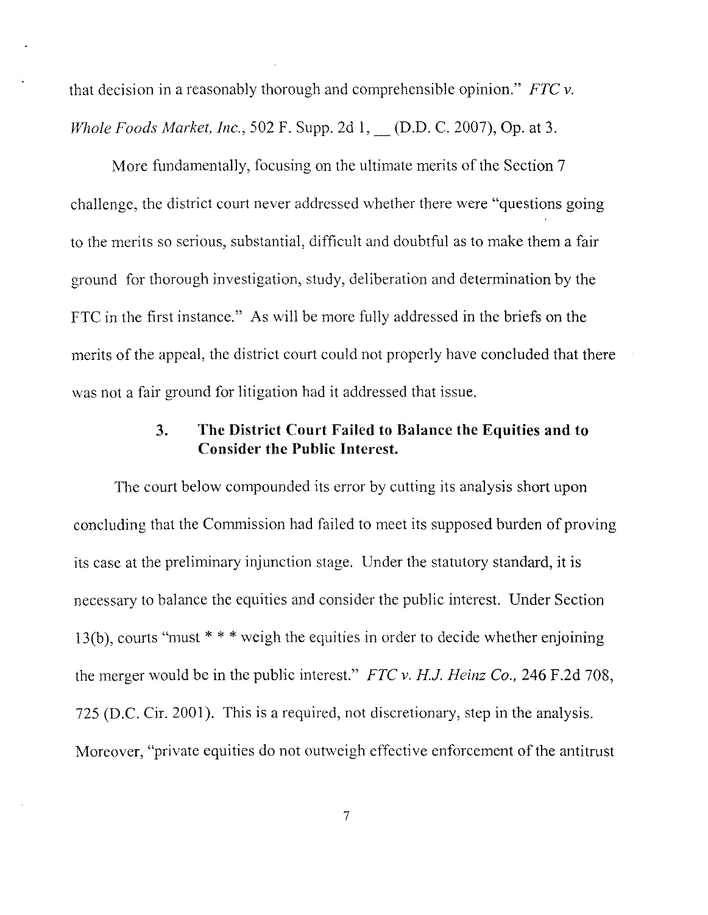that decision in a reasonably thorough and comprehensible opinion." *FTC v. Whole Foods Market, Inc.*, 502 F. Supp. 2d 1, __ (D.D. C. 2007), Op. at 3.

More fundamentally, focusing on the ultimate merits of the Section 7 challenge, the district court never addressed whether there were "questions going to the merits so serious, substantial, difficult and doubtful as to make them a fair ground for thorough investigation, study, deliberation and determination by the FTC in the first instance." As will be more fully addressed in the briefs on the merits of the appeal, the district court could not properly have concluded that there was not a fair ground for litigation had it addressed that issue.

### 3. The District Court Failed to Balance the Equities and to Consider the Public Interest.

The court below compounded its error by cutting its analysis short upon concluding that the Commission had failed to meet its supposed burden of proving its case at the preliminary injunction stage. Under the statutory standard, it is necessary to balance the equities and consider the public interest. Under Section 13(b), courts "must * * * weigh the equities in order to decide whether enjoining the merger would be in the public interest." *FTC v. H.J. Heinz Co.*, 246 F.2d 708, 725 (D.C. Cir. 2001). This is a required, not discretionary, step in the analysis. Moreover, "private equities do not outweigh effective enforcement of the antitrust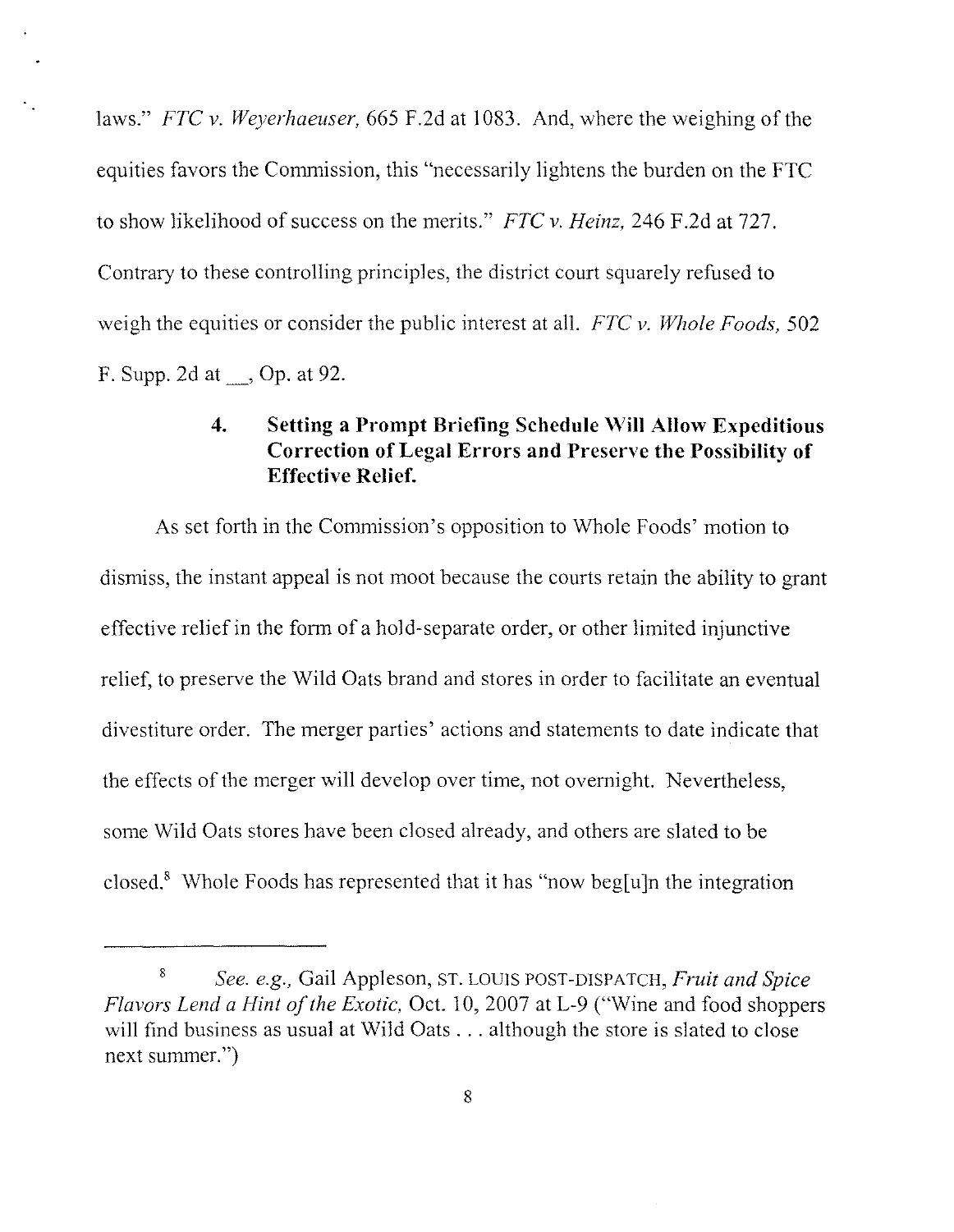laws." *FTC v. Weyerhaeuser*, 665 F.2d at 1083. And, where the weighing of the equities favors the Commission, this "necessarily lightens the burden on the FTC to show likelihood of success on the merits." *FTC v. Heinz*, 246 F.2d at 727. Contrary to these controlling principles, the district court squarely refused to weigh the equities or consider the public interest at all. *FTC v. Whole Foods*, 502 F. Supp. 2d at ___, Op. at 92.

#### 4. Setting a Prompt Briefing Schedule Will Allow Expeditious Correction of Legal Errors and Preserve the Possibility of Effective Relief.

As set forth in the Commission's opposition to Whole Foods' motion to dismiss, the instant appeal is not moot because the courts retain the ability to grant effective relief in the form of a hold-separate order, or other limited injunctive relief, to preserve the Wild Oats brand and stores in order to facilitate an eventual divestiture order. The merger parties' actions and statements to date indicate that the effects of the merger will develop over time, not overnight. Nevertheless, some Wild Oats stores have been closed already, and others are slated to be closed.[8] Whole Foods has represented that it has "now beg[u]n the integration

---

[8] *See. e.g.*, Gail Appleson, ST. LOUIS POST-DISPATCH, *Fruit and Spice Flavors Lend a Hint of the Exotic*, Oct. 10, 2007 at L-9 ("Wine and food shoppers will find business as usual at Wild Oats . . . although the store is slated to close next summer.")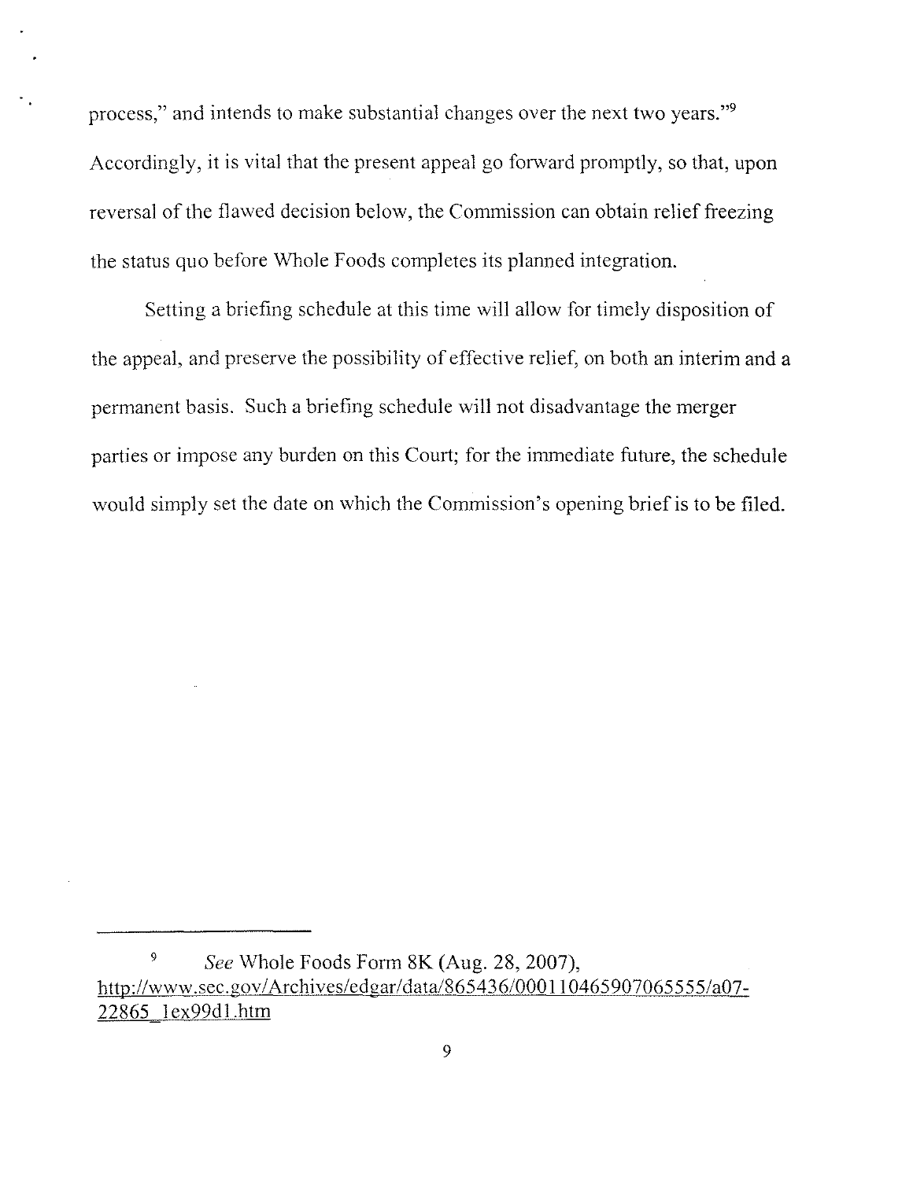process," and intends to make substantial changes over the next two years."[9] Accordingly, it is vital that the present appeal go forward promptly, so that, upon reversal of the flawed decision below, the Commission can obtain relief freezing the status quo before Whole Foods completes its planned integration.

Setting a briefing schedule at this time will allow for timely disposition of the appeal, and preserve the possibility of effective relief, on both an interim and a permanent basis. Such a briefing schedule will not disadvantage the merger parties or impose any burden on this Court; for the immediate future, the schedule would simply set the date on which the Commission's opening brief is to be filed.

---

[9] *See* Whole Foods Form 8K (Aug. 28, 2007), http://www.sec.gov/Archives/edgar/data/865436/000110465907065555/a07-22865_1ex99d1.htm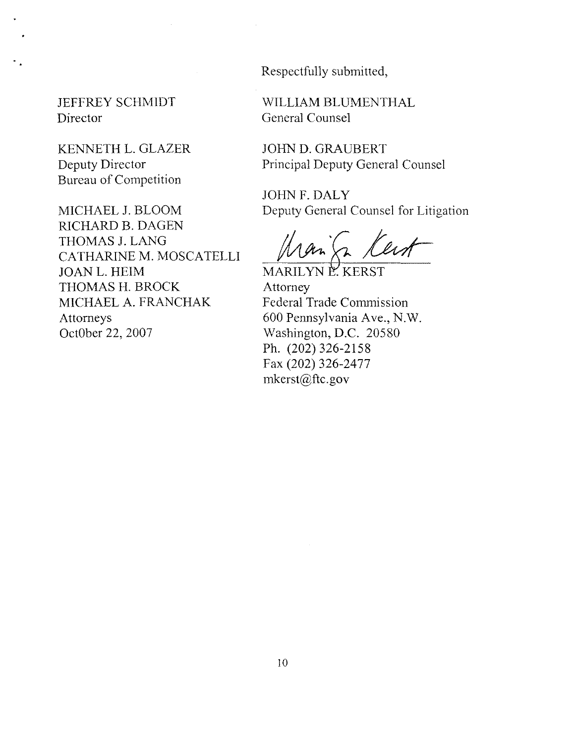Respectfully submitted,

JEFFREY SCHMIDT
Director

KENNETH L. GLAZER
Deputy Director
Bureau of Competition

MICHAEL J. BLOOM
RICHARD B. DAGEN
THOMAS J. LANG
CATHARINE M. MOSCATELLI
JOAN L. HEIM
THOMAS H. BROCK
MICHAEL A. FRANCHAK
Attorneys
Oct0ber 22, 2007

WILLIAM BLUMENTHAL
General Counsel

JOHN D. GRAUBERT
Principal Deputy General Counsel

JOHN F. DALY
Deputy General Counsel for Litigation

MARILYN E. KERST
Attorney
Federal Trade Commission
600 Pennsylvania Ave., N.W.
Washington, D.C. 20580
Ph. (202) 326-2158
Fax (202) 326-2477
mkerst@ftc.gov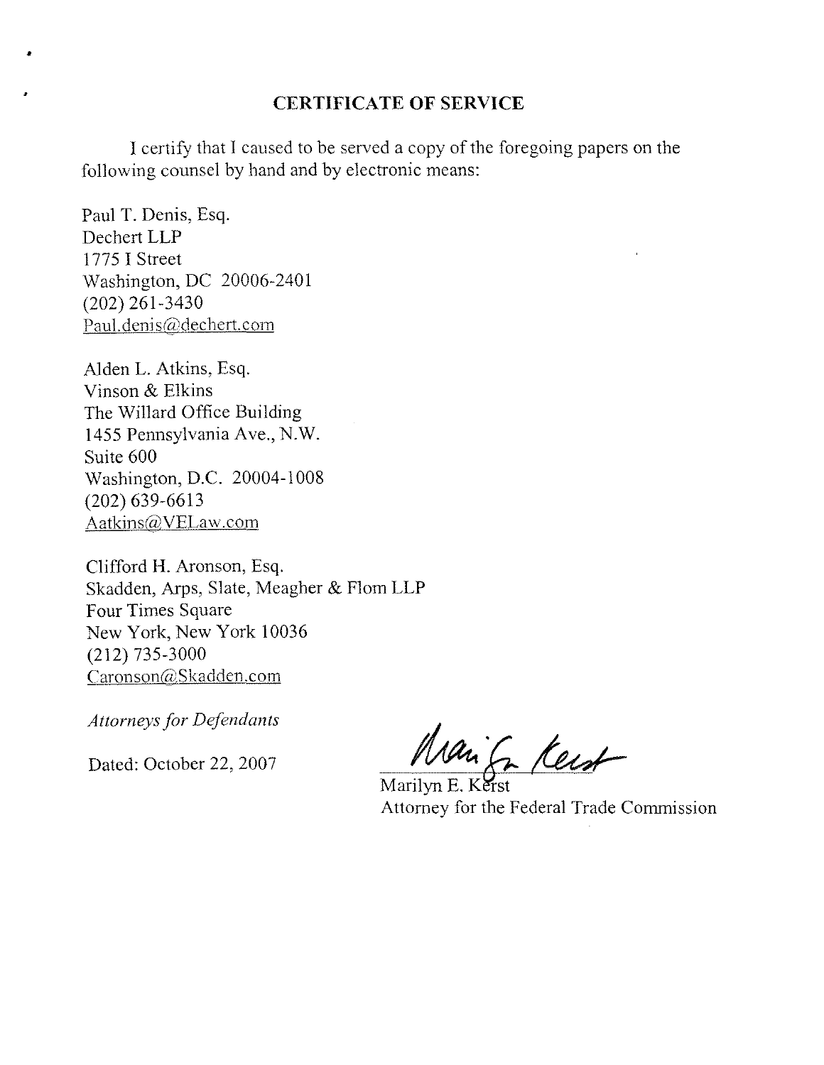## CERTIFICATE OF SERVICE

I certify that I caused to be served a copy of the foregoing papers on the following counsel by hand and by electronic means:

Paul T. Denis, Esq.
Dechert LLP
1775 I Street
Washington, DC 20006-2401
(202) 261-3430
Paul.denis@dechert.com

Alden L. Atkins, Esq.
Vinson & Elkins
The Willard Office Building
1455 Pennsylvania Ave., N.W.
Suite 600
Washington, D.C. 20004-1008
(202) 639-6613
Aatkins@VELaw.com

Clifford H. Aronson, Esq.
Skadden, Arps, Slate, Meagher & Flom LLP
Four Times Square
New York, New York 10036
(212) 735-3000
Caronson@Skadden.com

*Attorneys for Defendants*

Dated: October 22, 2007

Marilyn E. Kerst
Attorney for the Federal Trade Commission